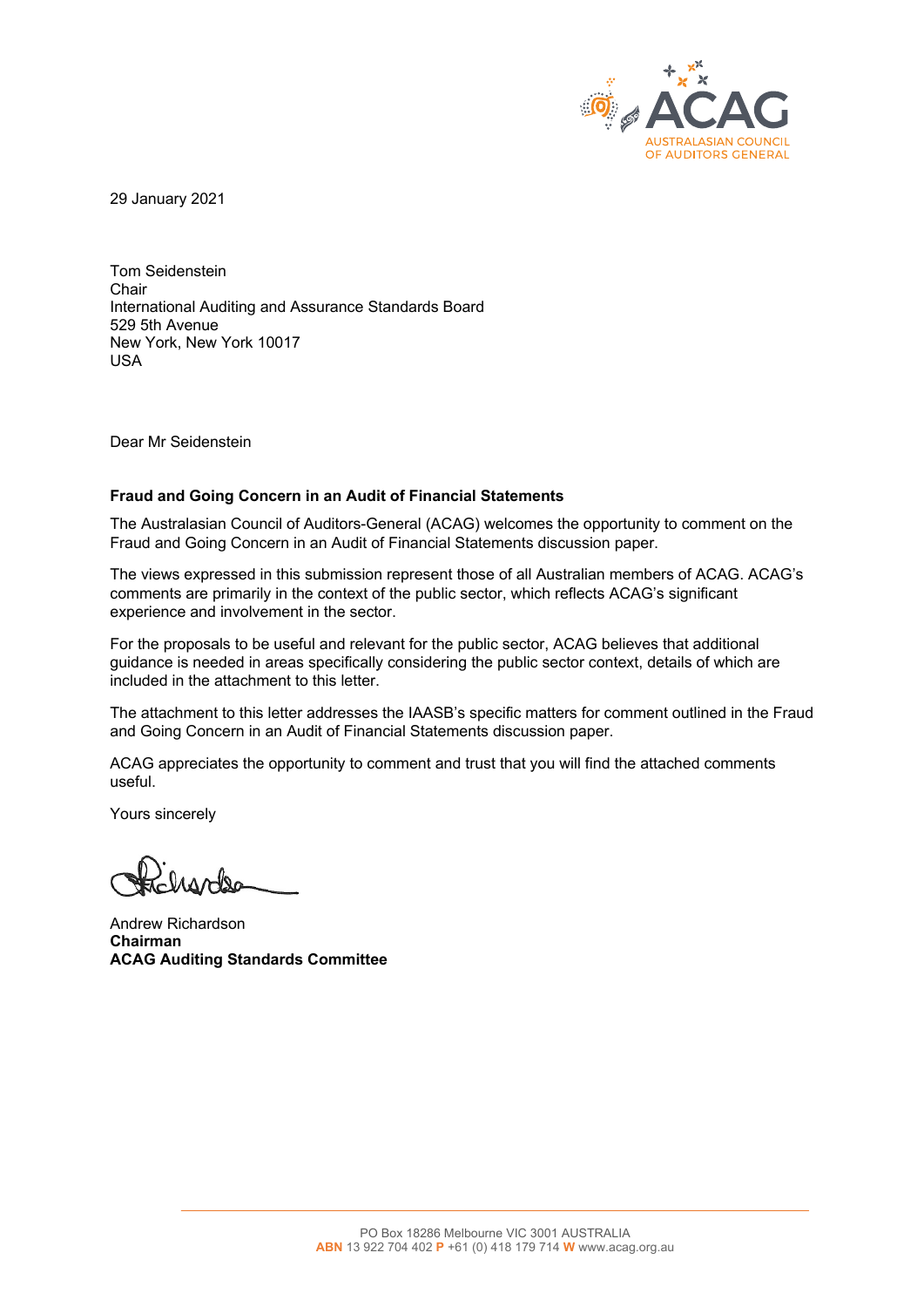29 January 2021

Tom Seidenstein
Chair
International Auditing and Assurance Standards Board
529 5th Avenue
New York, New York 10017
USA

Dear Mr Seidenstein

**Fraud and Going Concern in an Audit of Financial Statements**

The Australasian Council of Auditors-General (ACAG) welcomes the opportunity to comment on the Fraud and Going Concern in an Audit of Financial Statements discussion paper.

The views expressed in this submission represent those of all Australian members of ACAG. ACAG's comments are primarily in the context of the public sector, which reflects ACAG's significant experience and involvement in the sector.

For the proposals to be useful and relevant for the public sector, ACAG believes that additional guidance is needed in areas specifically considering the public sector context, details of which are included in the attachment to this letter.

The attachment to this letter addresses the IAASB's specific matters for comment outlined in the Fraud and Going Concern in an Audit of Financial Statements discussion paper.

ACAG appreciates the opportunity to comment and trust that you will find the attached comments useful.

Yours sincerely

Andrew Richardson
**Chairman**
**ACAG Auditing Standards Committee**

PO Box 18286 Melbourne VIC 3001 AUSTRALIA
**ABN** 13 922 704 402 **P** +61 (0) 418 179 714 **W** www.acag.org.au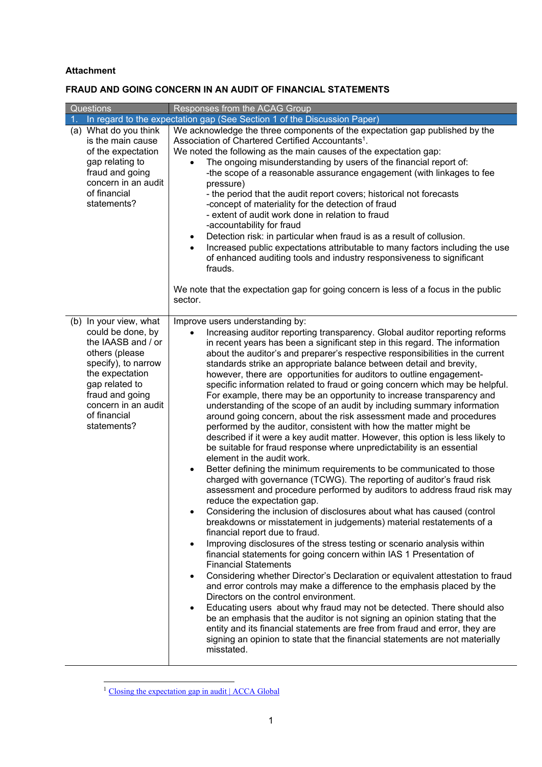**Attachment**

**FRAUD AND GOING CONCERN IN AN AUDIT OF FINANCIAL STATEMENTS**

| Questions | Responses from the ACAG Group |
|---|---|
| 1. In regard to the expectation gap (See Section 1 of the Discussion Paper) | |
| (a) What do you think is the main cause of the expectation gap relating to fraud and going concern in an audit of financial statements? | We acknowledge the three components of the expectation gap published by the Association of Chartered Certified Accountants[1].<br>We noted the following as the main causes of the expectation gap:<br>• The ongoing misunderstanding by users of the financial report of:<br>-the scope of a reasonable assurance engagement (with linkages to fee pressure)<br>- the period that the audit report covers; historical not forecasts<br>-concept of materiality for the detection of fraud<br>- extent of audit work done in relation to fraud<br>-accountability for fraud<br>• Detection risk: in particular when fraud is as a result of collusion.<br>• Increased public expectations attributable to many factors including the use of enhanced auditing tools and industry responsiveness to significant frauds.<br><br>We note that the expectation gap for going concern is less of a focus in the public sector. |
| (b) In your view, what could be done, by the IAASB and / or others (please specify), to narrow the expectation gap related to fraud and going concern in an audit of financial statements? | Improve users understanding by:<br>• Increasing auditor reporting transparency. Global auditor reporting reforms in recent years has been a significant step in this regard. The information about the auditor's and preparer's respective responsibilities in the current standards strike an appropriate balance between detail and brevity, however, there are opportunities for auditors to outline engagement-specific information related to fraud or going concern which may be helpful. For example, there may be an opportunity to increase transparency and understanding of the scope of an audit by including summary information around going concern, about the risk assessment and procedures performed by the auditor, consistent with how the matter might be described if it were a key audit matter. However, this option is less likely to be suitable for fraud response where unpredictability is an essential element in the audit work.<br>• Better defining the minimum requirements to be communicated to those charged with governance (TCWG). The reporting of auditor's fraud risk assessment and procedure performed by auditors to address fraud risk may reduce the expectation gap.<br>• Considering the inclusion of disclosures about what has caused (control breakdowns or misstatement in judgements) material restatements of a financial report due to fraud.<br>• Improving disclosures of the stress testing or scenario analysis within financial statements for going concern within IAS 1 Presentation of Financial Statements<br>• Considering whether Director's Declaration or equivalent attestation to fraud and error controls may make a difference to the emphasis placed by the Directors on the control environment.<br>• Educating users about why fraud may not be detected. There should also be an emphasis that the auditor is not signing an opinion stating that the entity and its financial statements are free from fraud and error, they are signing an opinion to state that the financial statements are not materially misstated. |

[1] Closing the expectation gap in audit | ACCA Global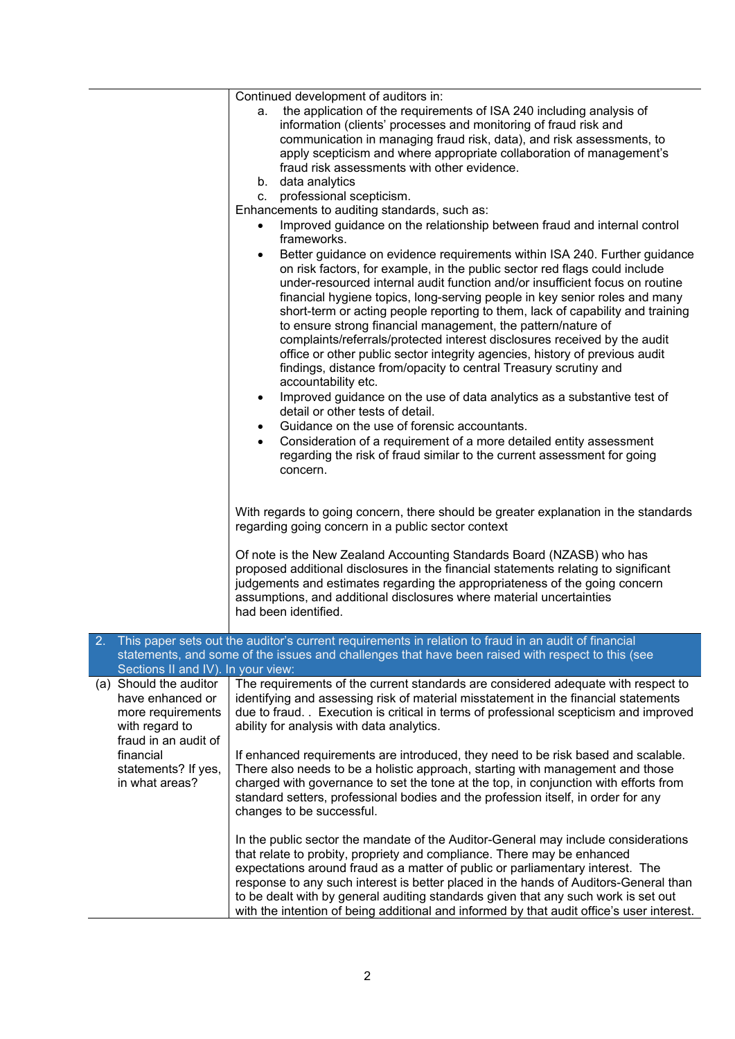| | |
|---|---|
| | Continued development of auditors in:<br>a. the application of the requirements of ISA 240 including analysis of information (clients' processes and monitoring of fraud risk and communication in managing fraud risk, data), and risk assessments, to apply scepticism and where appropriate collaboration of management's fraud risk assessments with other evidence.<br>b. data analytics<br>c. professional scepticism.<br>Enhancements to auditing standards, such as:<br>• Improved guidance on the relationship between fraud and internal control frameworks.<br>• Better guidance on evidence requirements within ISA 240. Further guidance on risk factors, for example, in the public sector red flags could include under-resourced internal audit function and/or insufficient focus on routine financial hygiene topics, long-serving people in key senior roles and many short-term or acting people reporting to them, lack of capability and training to ensure strong financial management, the pattern/nature of complaints/referrals/protected interest disclosures received by the audit office or other public sector integrity agencies, history of previous audit findings, distance from/opacity to central Treasury scrutiny and accountability etc.<br>• Improved guidance on the use of data analytics as a substantive test of detail or other tests of detail.<br>• Guidance on the use of forensic accountants.<br>• Consideration of a requirement of a more detailed entity assessment regarding the risk of fraud similar to the current assessment for going concern.<br><br>With regards to going concern, there should be greater explanation in the standards regarding going concern in a public sector context<br><br>Of note is the New Zealand Accounting Standards Board (NZASB) who has proposed additional disclosures in the financial statements relating to significant judgements and estimates regarding the appropriateness of the going concern assumptions, and additional disclosures where material uncertainties had been identified. |
| **2. This paper sets out the auditor's current requirements in relation to fraud in an audit of financial statements, and some of the issues and challenges that have been raised with respect to this (see Sections II and IV). In your view:** | |
| (a) Should the auditor have enhanced or more requirements with regard to fraud in an audit of financial statements? If yes, in what areas? | The requirements of the current standards are considered adequate with respect to identifying and assessing risk of material misstatement in the financial statements due to fraud. . Execution is critical in terms of professional scepticism and improved ability for analysis with data analytics.<br><br>If enhanced requirements are introduced, they need to be risk based and scalable. There also needs to be a holistic approach, starting with management and those charged with governance to set the tone at the top, in conjunction with efforts from standard setters, professional bodies and the profession itself, in order for any changes to be successful.<br><br>In the public sector the mandate of the Auditor-General may include considerations that relate to probity, propriety and compliance. There may be enhanced expectations around fraud as a matter of public or parliamentary interest. The response to any such interest is better placed in the hands of Auditors-General than to be dealt with by general auditing standards given that any such work is set out with the intention of being additional and informed by that audit office's user interest. |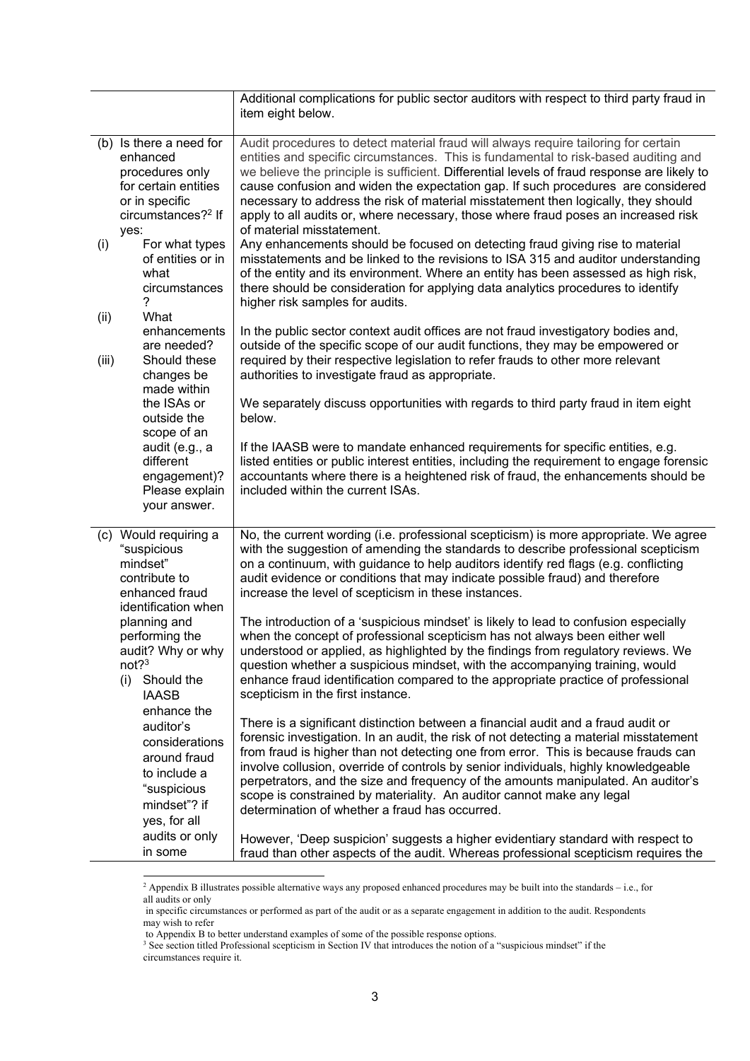| | |
|---|---|
| | Additional complications for public sector auditors with respect to third party fraud in item eight below. |
| (b) Is there a need for enhanced procedures only for certain entities or in specific circumstances?[2] If yes:<br>(i) For what types of entities or in what circumstances?<br>(ii) What enhancements are needed?<br>(iii) Should these changes be made within the ISAs or outside the scope of an audit (e.g., a different engagement)? Please explain your answer. | Audit procedures to detect material fraud will always require tailoring for certain entities and specific circumstances. This is fundamental to risk-based auditing and we believe the principle is sufficient. Differential levels of fraud response are likely to cause confusion and widen the expectation gap. If such procedures are considered necessary to address the risk of material misstatement then logically, they should apply to all audits or, where necessary, those where fraud poses an increased risk of material misstatement.<br>Any enhancements should be focused on detecting fraud giving rise to material misstatements and be linked to the revisions to ISA 315 and auditor understanding of the entity and its environment. Where an entity has been assessed as high risk, there should be consideration for applying data analytics procedures to identify higher risk samples for audits.<br><br>In the public sector context audit offices are not fraud investigatory bodies and, outside of the specific scope of our audit functions, they may be empowered or required by their respective legislation to refer frauds to other more relevant authorities to investigate fraud as appropriate.<br><br>We separately discuss opportunities with regards to third party fraud in item eight below.<br><br>If the IAASB were to mandate enhanced requirements for specific entities, e.g. listed entities or public interest entities, including the requirement to engage forensic accountants where there is a heightened risk of fraud, the enhancements should be included within the current ISAs. |
| (c) Would requiring a "suspicious mindset" contribute to enhanced fraud identification when planning and performing the audit? Why or why not?[3]<br>(i) Should the IAASB enhance the auditor's considerations around fraud to include a "suspicious mindset"? if yes, for all audits or only in some | No, the current wording (i.e. professional scepticism) is more appropriate. We agree with the suggestion of amending the standards to describe professional scepticism on a continuum, with guidance to help auditors identify red flags (e.g. conflicting audit evidence or conditions that may indicate possible fraud) and therefore increase the level of scepticism in these instances.<br><br>The introduction of a 'suspicious mindset' is likely to lead to confusion especially when the concept of professional scepticism has not always been either well understood or applied, as highlighted by the findings from regulatory reviews. We question whether a suspicious mindset, with the accompanying training, would enhance fraud identification compared to the appropriate practice of professional scepticism in the first instance.<br><br>There is a significant distinction between a financial audit and a fraud audit or forensic investigation. In an audit, the risk of not detecting a material misstatement from fraud is higher than not detecting one from error. This is because frauds can involve collusion, override of controls by senior individuals, highly knowledgeable perpetrators, and the size and frequency of the amounts manipulated. An auditor's scope is constrained by materiality. An auditor cannot make any legal determination of whether a fraud has occurred.<br><br>However, 'Deep suspicion' suggests a higher evidentiary standard with respect to fraud than other aspects of the audit. Whereas professional scepticism requires the |

[2] Appendix B illustrates possible alternative ways any proposed enhanced procedures may be built into the standards – i.e., for all audits or only in specific circumstances or performed as part of the audit or as a separate engagement in addition to the audit. Respondents may wish to refer to Appendix B to better understand examples of some of the possible response options.

[3] See section titled Professional scepticism in Section IV that introduces the notion of a "suspicious mindset" if the circumstances require it.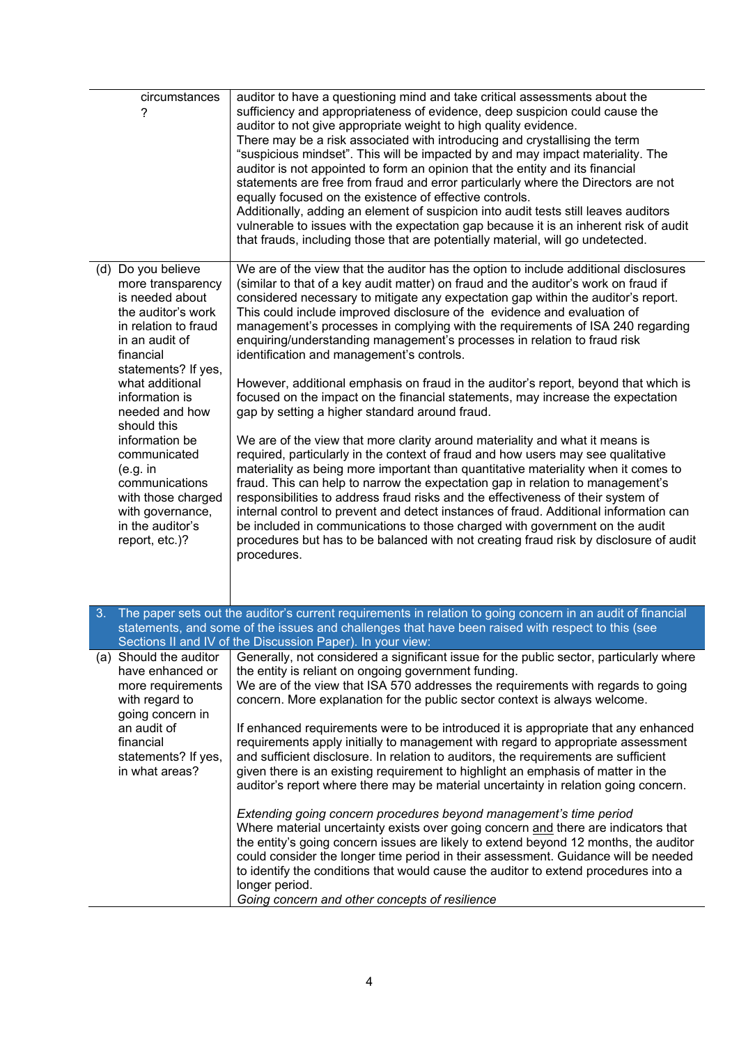| | |
|---|---|
| circumstances? | auditor to have a questioning mind and take critical assessments about the sufficiency and appropriateness of evidence, deep suspicion could cause the auditor to not give appropriate weight to high quality evidence.<br>There may be a risk associated with introducing and crystallising the term "suspicious mindset". This will be impacted by and may impact materiality. The auditor is not appointed to form an opinion that the entity and its financial statements are free from fraud and error particularly where the Directors are not equally focused on the existence of effective controls.<br>Additionally, adding an element of suspicion into audit tests still leaves auditors vulnerable to issues with the expectation gap because it is an inherent risk of audit that frauds, including those that are potentially material, will go undetected. |
| (d) Do you believe more transparency is needed about the auditor's work in relation to fraud in an audit of financial statements? If yes, what additional information is needed and how should this information be communicated (e.g. in communications with those charged with governance, in the auditor's report, etc.)? | We are of the view that the auditor has the option to include additional disclosures (similar to that of a key audit matter) on fraud and the auditor's work on fraud if considered necessary to mitigate any expectation gap within the auditor's report. This could include improved disclosure of the evidence and evaluation of management's processes in complying with the requirements of ISA 240 regarding enquiring/understanding management's processes in relation to fraud risk identification and management's controls.<br><br>However, additional emphasis on fraud in the auditor's report, beyond that which is focused on the impact on the financial statements, may increase the expectation gap by setting a higher standard around fraud.<br><br>We are of the view that more clarity around materiality and what it means is required, particularly in the context of fraud and how users may see qualitative materiality as being more important than quantitative materiality when it comes to fraud. This can help to narrow the expectation gap in relation to management's responsibilities to address fraud risks and the effectiveness of their system of internal control to prevent and detect instances of fraud. Additional information can be included in communications to those charged with government on the audit procedures but has to be balanced with not creating fraud risk by disclosure of audit procedures. |
| **3. The paper sets out the auditor's current requirements in relation to going concern in an audit of financial statements, and some of the issues and challenges that have been raised with respect to this (see Sections II and IV of the Discussion Paper). In your view:** | |
| (a) Should the auditor have enhanced or more requirements with regard to going concern in an audit of financial statements? If yes, in what areas? | Generally, not considered a significant issue for the public sector, particularly where the entity is reliant on ongoing government funding.<br>We are of the view that ISA 570 addresses the requirements with regards to going concern. More explanation for the public sector context is always welcome.<br><br>If enhanced requirements were to be introduced it is appropriate that any enhanced requirements apply initially to management with regard to appropriate assessment and sufficient disclosure. In relation to auditors, the requirements are sufficient given there is an existing requirement to highlight an emphasis of matter in the auditor's report where there may be material uncertainty in relation going concern.<br><br>*Extending going concern procedures beyond management's time period*<br>Where material uncertainty exists over going concern <u>and</u> there are indicators that the entity's going concern issues are likely to extend beyond 12 months, the auditor could consider the longer time period in their assessment. Guidance will be needed to identify the conditions that would cause the auditor to extend procedures into a longer period.<br>*Going concern and other concepts of resilience* |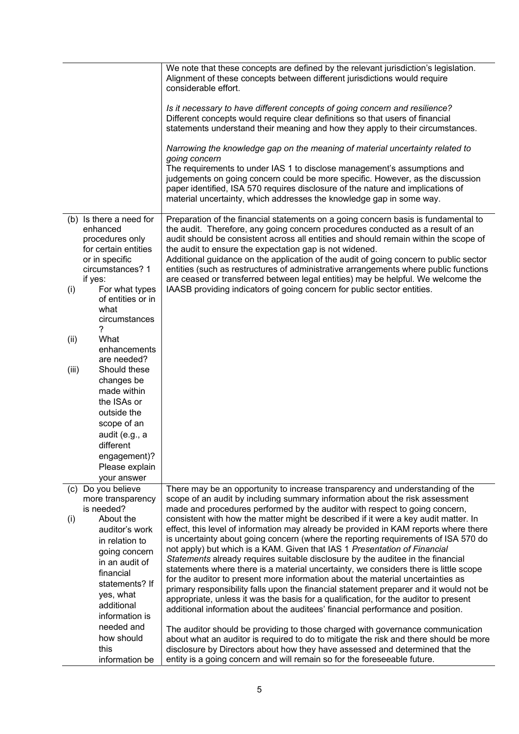| | |
|---|---|
| | We note that these concepts are defined by the relevant jurisdiction's legislation. Alignment of these concepts between different jurisdictions would require considerable effort.<br><br>*Is it necessary to have different concepts of going concern and resilience?*<br>Different concepts would require clear definitions so that users of financial statements understand their meaning and how they apply to their circumstances.<br><br>*Narrowing the knowledge gap on the meaning of material uncertainty related to going concern*<br>The requirements to under IAS 1 to disclose management's assumptions and judgements on going concern could be more specific. However, as the discussion paper identified, ISA 570 requires disclosure of the nature and implications of material uncertainty, which addresses the knowledge gap in some way. |
| (b) Is there a need for enhanced procedures only for certain entities or in specific circumstances? 1 if yes:<br>(i) For what types of entities or in what circumstances?<br>(ii) What enhancements are needed?<br>(iii) Should these changes be made within the ISAs or outside the scope of an audit (e.g., a different engagement)? Please explain your answer | Preparation of the financial statements on a going concern basis is fundamental to the audit. Therefore, any going concern procedures conducted as a result of an audit should be consistent across all entities and should remain within the scope of the audit to ensure the expectation gap is not widened.<br>Additional guidance on the application of the audit of going concern to public sector entities (such as restructures of administrative arrangements where public functions are ceased or transferred between legal entities) may be helpful. We welcome the IAASB providing indicators of going concern for public sector entities. |
| (c) Do you believe more transparency is needed?<br>(i) About the auditor's work in relation to going concern in an audit of financial statements? If yes, what additional information is needed and how should this information be | There may be an opportunity to increase transparency and understanding of the scope of an audit by including summary information about the risk assessment made and procedures performed by the auditor with respect to going concern, consistent with how the matter might be described if it were a key audit matter. In effect, this level of information may already be provided in KAM reports where there is uncertainty about going concern (where the reporting requirements of ISA 570 do not apply) but which is a KAM. Given that IAS 1 *Presentation of Financial Statements* already requires suitable disclosure by the auditee in the financial statements where there is a material uncertainty, we considers there is little scope for the auditor to present more information about the material uncertainties as primary responsibility falls upon the financial statement preparer and it would not be appropriate, unless it was the basis for a qualification, for the auditor to present additional information about the auditees' financial performance and position.<br><br>The auditor should be providing to those charged with governance communication about what an auditor is required to do to mitigate the risk and there should be more disclosure by Directors about how they have assessed and determined that the entity is a going concern and will remain so for the foreseeable future. |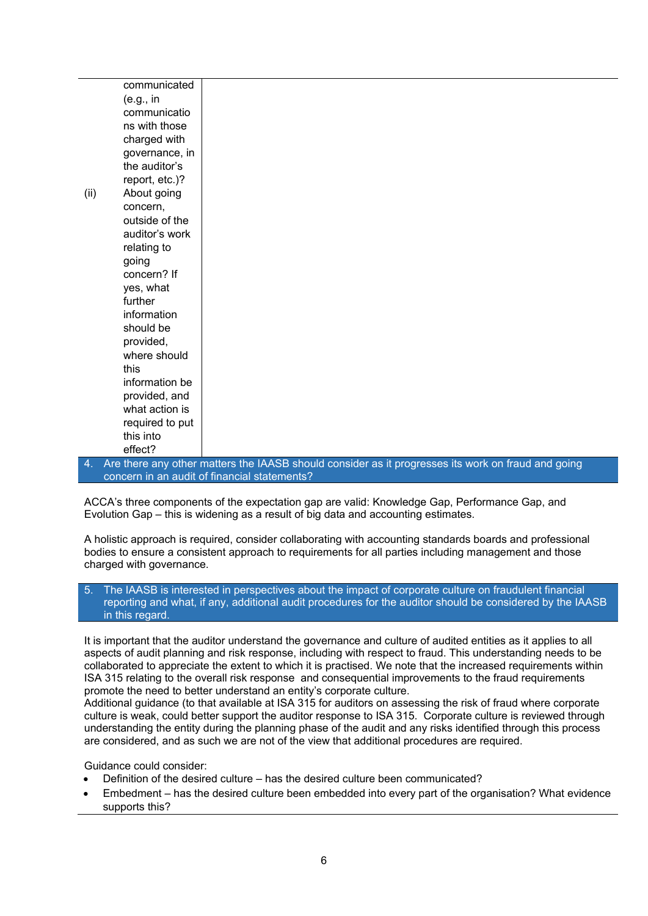| | |
|---|---|
| communicated (e.g., in communications with those charged with governance, in the auditor's report, etc.)? | |
| (ii) About going concern, outside of the auditor's work relating to going concern? If yes, what further information should be provided, where should this information be provided, and what action is required to put this into effect? | |

**4. Are there any other matters the IAASB should consider as it progresses its work on fraud and going concern in an audit of financial statements?**

ACCA's three components of the expectation gap are valid: Knowledge Gap, Performance Gap, and Evolution Gap – this is widening as a result of big data and accounting estimates.

A holistic approach is required, consider collaborating with accounting standards boards and professional bodies to ensure a consistent approach to requirements for all parties including management and those charged with governance.

**5. The IAASB is interested in perspectives about the impact of corporate culture on fraudulent financial reporting and what, if any, additional audit procedures for the auditor should be considered by the IAASB in this regard.**

It is important that the auditor understand the governance and culture of audited entities as it applies to all aspects of audit planning and risk response, including with respect to fraud. This understanding needs to be collaborated to appreciate the extent to which it is practised. We note that the increased requirements within ISA 315 relating to the overall risk response and consequential improvements to the fraud requirements promote the need to better understand an entity's corporate culture.
Additional guidance (to that available at ISA 315 for auditors on assessing the risk of fraud where corporate culture is weak, could better support the auditor response to ISA 315. Corporate culture is reviewed through understanding the entity during the planning phase of the audit and any risks identified through this process are considered, and as such we are not of the view that additional procedures are required.

Guidance could consider:

- Definition of the desired culture – has the desired culture been communicated?
- Embedment – has the desired culture been embedded into every part of the organisation? What evidence supports this?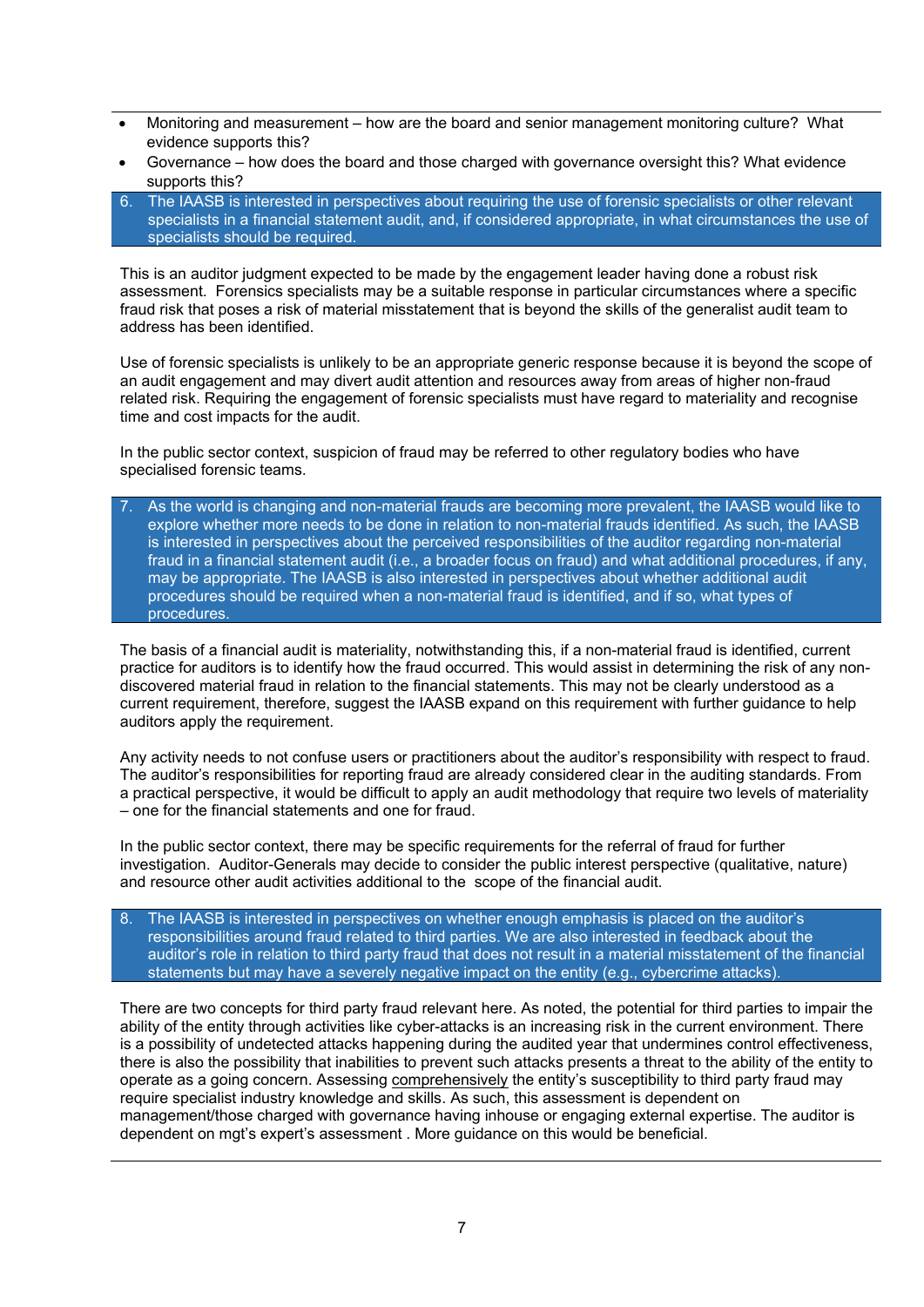- Monitoring and measurement – how are the board and senior management monitoring culture? What evidence supports this?
- Governance – how does the board and those charged with governance oversight this? What evidence supports this?

**6. The IAASB is interested in perspectives about requiring the use of forensic specialists or other relevant specialists in a financial statement audit, and, if considered appropriate, in what circumstances the use of specialists should be required.**

This is an auditor judgment expected to be made by the engagement leader having done a robust risk assessment. Forensics specialists may be a suitable response in particular circumstances where a specific fraud risk that poses a risk of material misstatement that is beyond the skills of the generalist audit team to address has been identified.

Use of forensic specialists is unlikely to be an appropriate generic response because it is beyond the scope of an audit engagement and may divert audit attention and resources away from areas of higher non-fraud related risk. Requiring the engagement of forensic specialists must have regard to materiality and recognise time and cost impacts for the audit.

In the public sector context, suspicion of fraud may be referred to other regulatory bodies who have specialised forensic teams.

**7. As the world is changing and non-material frauds are becoming more prevalent, the IAASB would like to explore whether more needs to be done in relation to non-material frauds identified. As such, the IAASB is interested in perspectives about the perceived responsibilities of the auditor regarding non-material fraud in a financial statement audit (i.e., a broader focus on fraud) and what additional procedures, if any, may be appropriate. The IAASB is also interested in perspectives about whether additional audit procedures should be required when a non-material fraud is identified, and if so, what types of procedures.**

The basis of a financial audit is materiality, notwithstanding this, if a non-material fraud is identified, current practice for auditors is to identify how the fraud occurred. This would assist in determining the risk of any non-discovered material fraud in relation to the financial statements. This may not be clearly understood as a current requirement, therefore, suggest the IAASB expand on this requirement with further guidance to help auditors apply the requirement.

Any activity needs to not confuse users or practitioners about the auditor's responsibility with respect to fraud. The auditor's responsibilities for reporting fraud are already considered clear in the auditing standards. From a practical perspective, it would be difficult to apply an audit methodology that require two levels of materiality – one for the financial statements and one for fraud.

In the public sector context, there may be specific requirements for the referral of fraud for further investigation. Auditor-Generals may decide to consider the public interest perspective (qualitative, nature) and resource other audit activities additional to the scope of the financial audit.

**8. The IAASB is interested in perspectives on whether enough emphasis is placed on the auditor's responsibilities around fraud related to third parties. We are also interested in feedback about the auditor's role in relation to third party fraud that does not result in a material misstatement of the financial statements but may have a severely negative impact on the entity (e.g., cybercrime attacks).**

There are two concepts for third party fraud relevant here. As noted, the potential for third parties to impair the ability of the entity through activities like cyber-attacks is an increasing risk in the current environment. There is a possibility of undetected attacks happening during the audited year that undermines control effectiveness, there is also the possibility that inabilities to prevent such attacks presents a threat to the ability of the entity to operate as a going concern. Assessing <u>comprehensively</u> the entity's susceptibility to third party fraud may require specialist industry knowledge and skills. As such, this assessment is dependent on management/those charged with governance having inhouse or engaging external expertise. The auditor is dependent on mgt's expert's assessment . More guidance on this would be beneficial.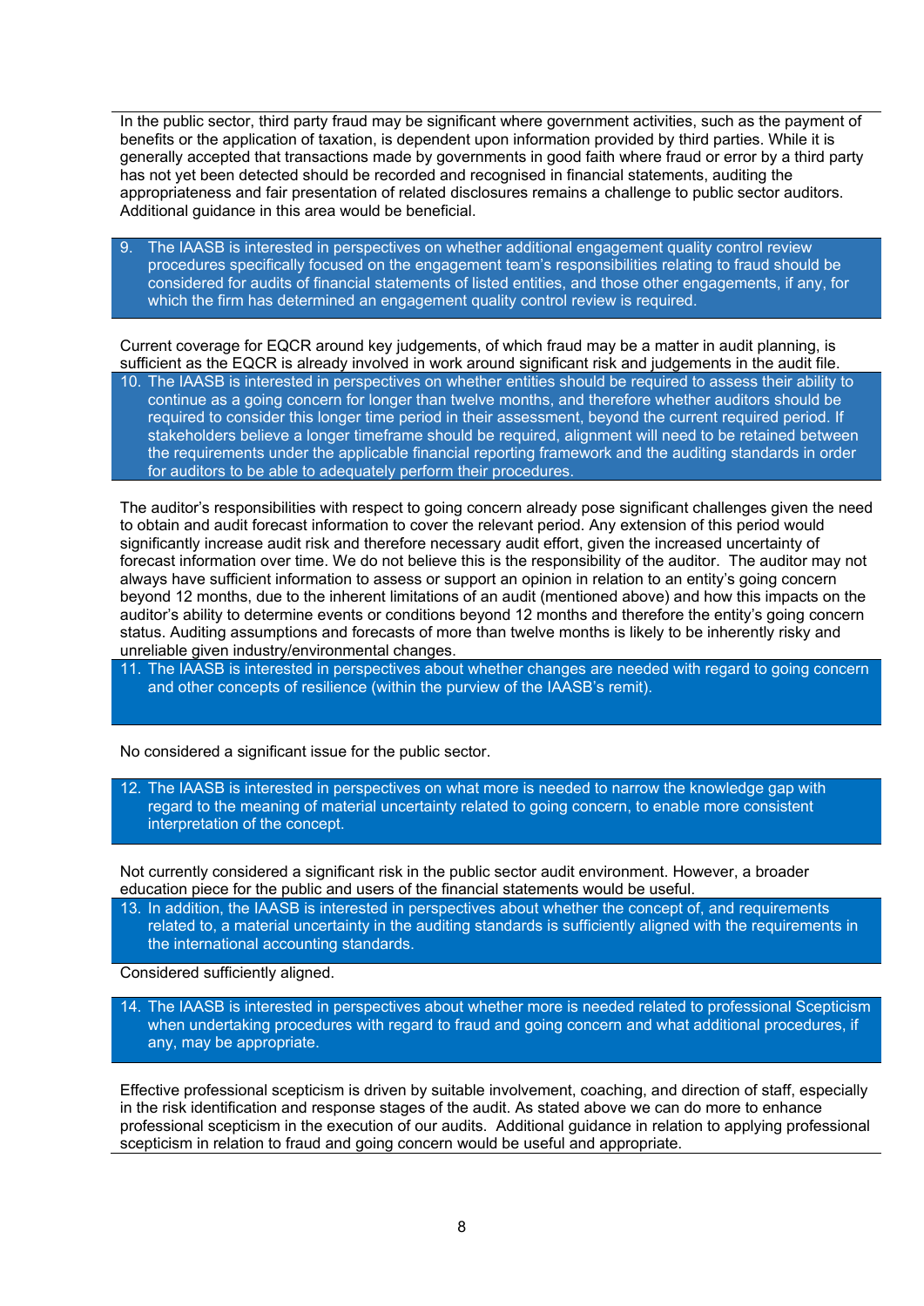In the public sector, third party fraud may be significant where government activities, such as the payment of benefits or the application of taxation, is dependent upon information provided by third parties. While it is generally accepted that transactions made by governments in good faith where fraud or error by a third party has not yet been detected should be recorded and recognised in financial statements, auditing the appropriateness and fair presentation of related disclosures remains a challenge to public sector auditors. Additional guidance in this area would be beneficial.

9. The IAASB is interested in perspectives on whether additional engagement quality control review procedures specifically focused on the engagement team's responsibilities relating to fraud should be considered for audits of financial statements of listed entities, and those other engagements, if any, for which the firm has determined an engagement quality control review is required.

Current coverage for EQCR around key judgements, of which fraud may be a matter in audit planning, is sufficient as the EQCR is already involved in work around significant risk and judgements in the audit file.

10. The IAASB is interested in perspectives on whether entities should be required to assess their ability to continue as a going concern for longer than twelve months, and therefore whether auditors should be required to consider this longer time period in their assessment, beyond the current required period. If stakeholders believe a longer timeframe should be required, alignment will need to be retained between the requirements under the applicable financial reporting framework and the auditing standards in order for auditors to be able to adequately perform their procedures.

The auditor's responsibilities with respect to going concern already pose significant challenges given the need to obtain and audit forecast information to cover the relevant period. Any extension of this period would significantly increase audit risk and therefore necessary audit effort, given the increased uncertainty of forecast information over time. We do not believe this is the responsibility of the auditor. The auditor may not always have sufficient information to assess or support an opinion in relation to an entity's going concern beyond 12 months, due to the inherent limitations of an audit (mentioned above) and how this impacts on the auditor's ability to determine events or conditions beyond 12 months and therefore the entity's going concern status. Auditing assumptions and forecasts of more than twelve months is likely to be inherently risky and unreliable given industry/environmental changes.

11. The IAASB is interested in perspectives about whether changes are needed with regard to going concern and other concepts of resilience (within the purview of the IAASB's remit).

No considered a significant issue for the public sector.

12. The IAASB is interested in perspectives on what more is needed to narrow the knowledge gap with regard to the meaning of material uncertainty related to going concern, to enable more consistent interpretation of the concept.

Not currently considered a significant risk in the public sector audit environment. However, a broader education piece for the public and users of the financial statements would be useful.

13. In addition, the IAASB is interested in perspectives about whether the concept of, and requirements related to, a material uncertainty in the auditing standards is sufficiently aligned with the requirements in the international accounting standards.

Considered sufficiently aligned.

14. The IAASB is interested in perspectives about whether more is needed related to professional Scepticism when undertaking procedures with regard to fraud and going concern and what additional procedures, if any, may be appropriate.

Effective professional scepticism is driven by suitable involvement, coaching, and direction of staff, especially in the risk identification and response stages of the audit. As stated above we can do more to enhance professional scepticism in the execution of our audits. Additional guidance in relation to applying professional scepticism in relation to fraud and going concern would be useful and appropriate.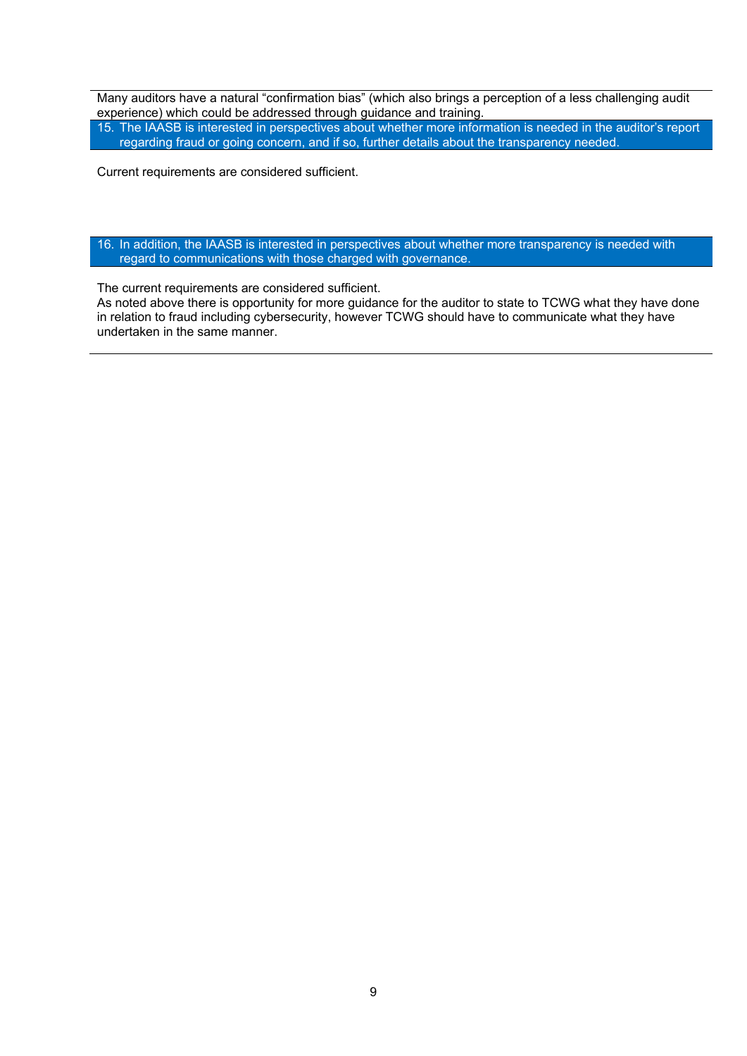Many auditors have a natural “confirmation bias” (which also brings a perception of a less challenging audit experience) which could be addressed through guidance and training.

**15. The IAASB is interested in perspectives about whether more information is needed in the auditor’s report regarding fraud or going concern, and if so, further details about the transparency needed.**

Current requirements are considered sufficient.

**16. In addition, the IAASB is interested in perspectives about whether more transparency is needed with regard to communications with those charged with governance.**

The current requirements are considered sufficient.
As noted above there is opportunity for more guidance for the auditor to state to TCWG what they have done in relation to fraud including cybersecurity, however TCWG should have to communicate what they have undertaken in the same manner.